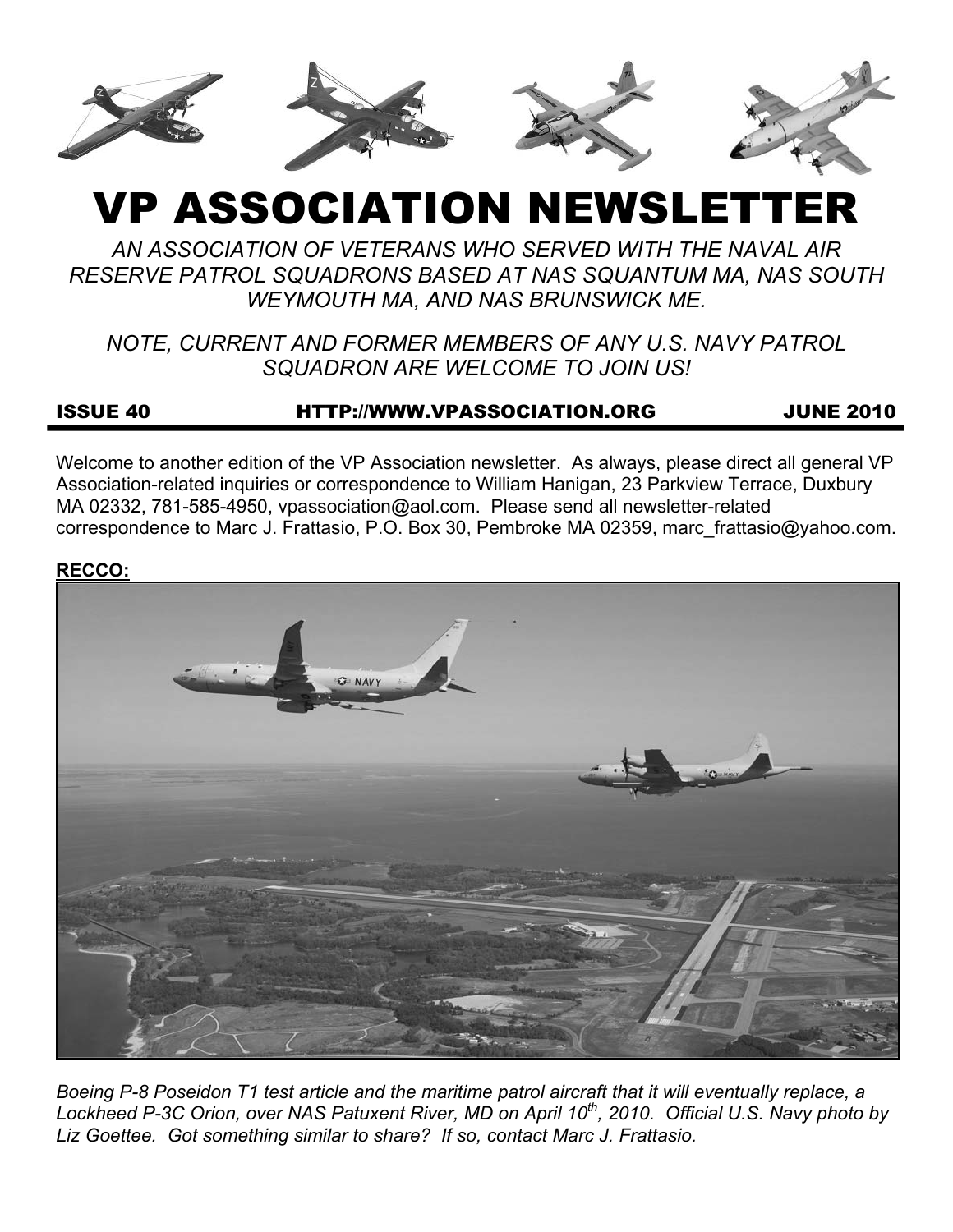# VP ASSOCIATION NEWSLETTER

*AN ASSOCIATION OF VETERANS WHO SERVED WITH THE NAVAL AIR RESERVE PATROL SQUADRONS BASED AT NAS SQUANTUM MA, NAS SOUTH WEYMOUTH MA, AND NAS BRUNSWICK ME.*

*NOTE, CURRENT AND FORMER MEMBERS OF ANY U.S. NAVY PATROL SQUADRON ARE WELCOME TO JOIN US!*

**ISSUE 40** **HTTP://WWW.VPASSOCIATION.ORG** **JUNE 2010**

Welcome to another edition of the VP Association newsletter. As always, please direct all general VP Association-related inquiries or correspondence to William Hanigan, 23 Parkview Terrace, Duxbury MA 02332, 781-585-4950, vpassociation@aol.com. Please send all newsletter-related correspondence to Marc J. Frattasio, P.O. Box 30, Pembroke MA 02359, marc_frattasio@yahoo.com.

**RECCO:**

*Boeing P-8 Poseidon T1 test article and the maritime patrol aircraft that it will eventually replace, a Lockheed P-3C Orion, over NAS Patuxent River, MD on April 10th, 2010. Official U.S. Navy photo by Liz Goettee. Got something similar to share? If so, contact Marc J. Frattasio.*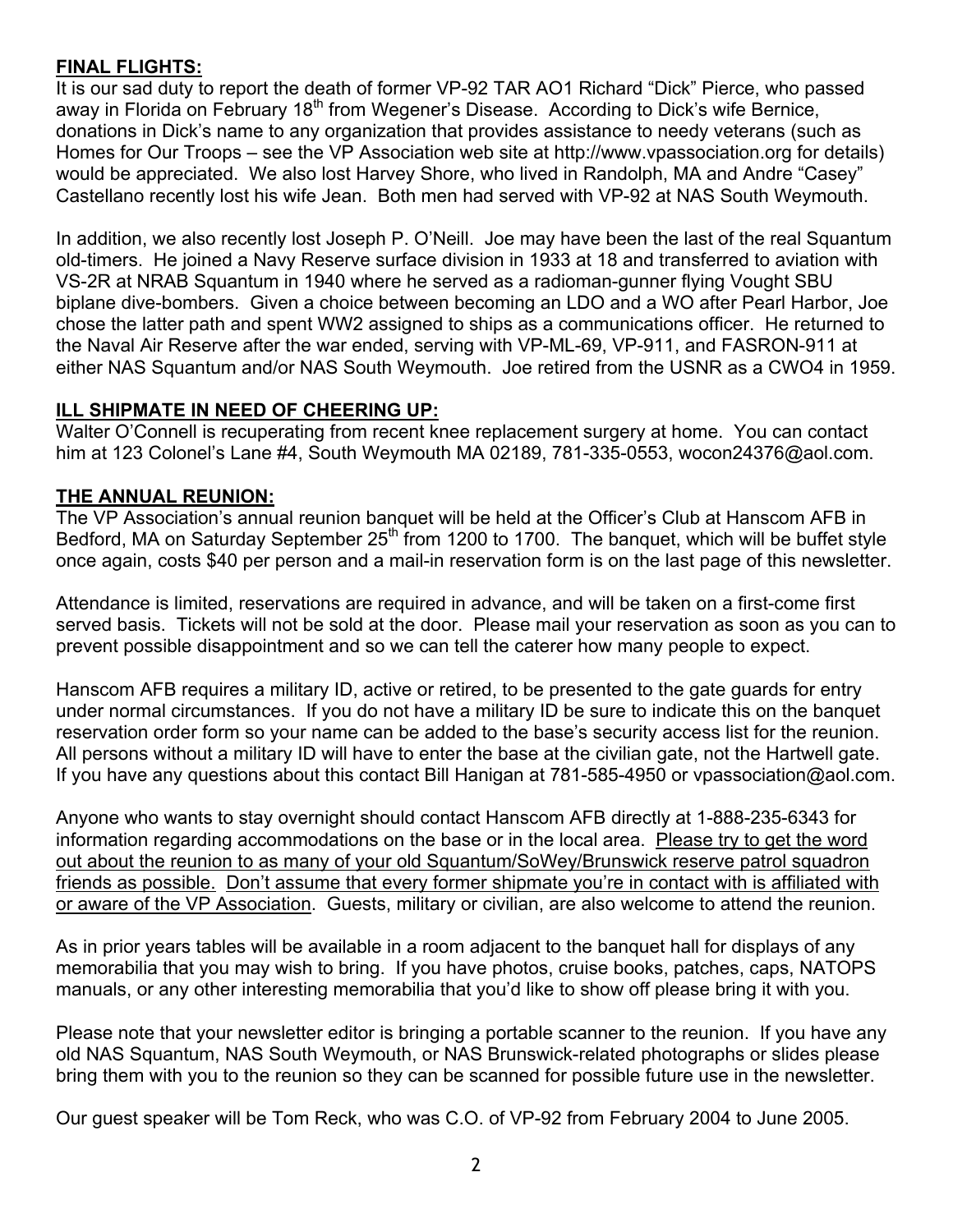**FINAL FLIGHTS:**

It is our sad duty to report the death of former VP-92 TAR AO1 Richard "Dick" Pierce, who passed away in Florida on February 18th from Wegener's Disease. According to Dick's wife Bernice, donations in Dick's name to any organization that provides assistance to needy veterans (such as Homes for Our Troops – see the VP Association web site at http://www.vpassociation.org for details) would be appreciated. We also lost Harvey Shore, who lived in Randolph, MA and Andre "Casey" Castellano recently lost his wife Jean. Both men had served with VP-92 at NAS South Weymouth.

In addition, we also recently lost Joseph P. O'Neill. Joe may have been the last of the real Squantum old-timers. He joined a Navy Reserve surface division in 1933 at 18 and transferred to aviation with VS-2R at NRAB Squantum in 1940 where he served as a radioman-gunner flying Vought SBU biplane dive-bombers. Given a choice between becoming an LDO and a WO after Pearl Harbor, Joe chose the latter path and spent WW2 assigned to ships as a communications officer. He returned to the Naval Air Reserve after the war ended, serving with VP-ML-69, VP-911, and FASRON-911 at either NAS Squantum and/or NAS South Weymouth. Joe retired from the USNR as a CWO4 in 1959.

**ILL SHIPMATE IN NEED OF CHEERING UP:**

Walter O'Connell is recuperating from recent knee replacement surgery at home. You can contact him at 123 Colonel's Lane #4, South Weymouth MA 02189, 781-335-0553, wocon24376@aol.com.

**THE ANNUAL REUNION:**

The VP Association's annual reunion banquet will be held at the Officer's Club at Hanscom AFB in Bedford, MA on Saturday September 25th from 1200 to 1700. The banquet, which will be buffet style once again, costs $40 per person and a mail-in reservation form is on the last page of this newsletter.

Attendance is limited, reservations are required in advance, and will be taken on a first-come first served basis. Tickets will not be sold at the door. Please mail your reservation as soon as you can to prevent possible disappointment and so we can tell the caterer how many people to expect.

Hanscom AFB requires a military ID, active or retired, to be presented to the gate guards for entry under normal circumstances. If you do not have a military ID be sure to indicate this on the banquet reservation order form so your name can be added to the base's security access list for the reunion. All persons without a military ID will have to enter the base at the civilian gate, not the Hartwell gate. If you have any questions about this contact Bill Hanigan at 781-585-4950 or vpassociation@aol.com.

Anyone who wants to stay overnight should contact Hanscom AFB directly at 1-888-235-6343 for information regarding accommodations on the base or in the local area. <u>Please try to get the word out about the reunion to as many of your old Squantum/SoWey/Brunswick reserve patrol squadron friends as possible.</u> <u>Don't assume that every former shipmate you're in contact with is affiliated with or aware of the VP Association</u>. Guests, military or civilian, are also welcome to attend the reunion.

As in prior years tables will be available in a room adjacent to the banquet hall for displays of any memorabilia that you may wish to bring. If you have photos, cruise books, patches, caps, NATOPS manuals, or any other interesting memorabilia that you'd like to show off please bring it with you.

Please note that your newsletter editor is bringing a portable scanner to the reunion. If you have any old NAS Squantum, NAS South Weymouth, or NAS Brunswick-related photographs or slides please bring them with you to the reunion so they can be scanned for possible future use in the newsletter.

Our guest speaker will be Tom Reck, who was C.O. of VP-92 from February 2004 to June 2005.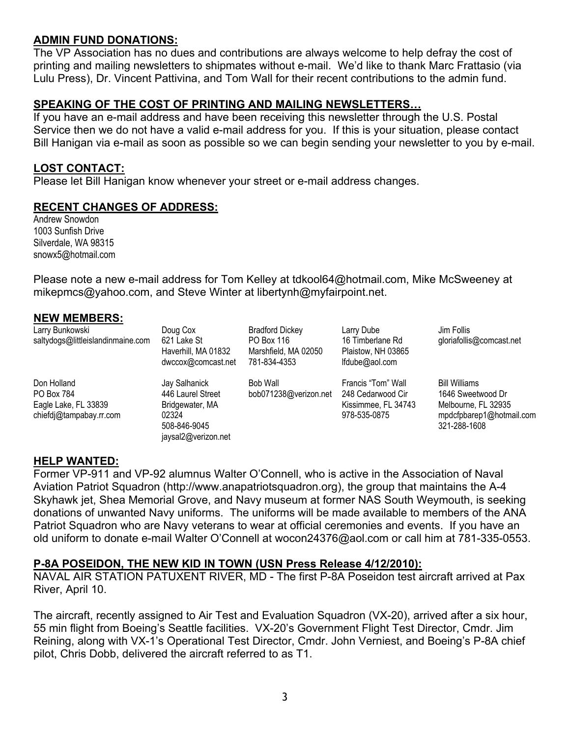## ADMIN FUND DONATIONS:

The VP Association has no dues and contributions are always welcome to help defray the cost of printing and mailing newsletters to shipmates without e-mail. We'd like to thank Marc Frattasio (via Lulu Press), Dr. Vincent Pattivina, and Tom Wall for their recent contributions to the admin fund.

## SPEAKING OF THE COST OF PRINTING AND MAILING NEWSLETTERS…

If you have an e-mail address and have been receiving this newsletter through the U.S. Postal Service then we do not have a valid e-mail address for you. If this is your situation, please contact Bill Hanigan via e-mail as soon as possible so we can begin sending your newsletter to you by e-mail.

## LOST CONTACT:

Please let Bill Hanigan know whenever your street or e-mail address changes.

## RECENT CHANGES OF ADDRESS:

Andrew Snowdon
1003 Sunfish Drive
Silverdale, WA 98315
snowx5@hotmail.com

Please note a new e-mail address for Tom Kelley at tdkool64@hotmail.com, Mike McSweeney at mikepmcs@yahoo.com, and Steve Winter at libertynh@myfairpoint.net.

## NEW MEMBERS:

Larry Bunkowski
saltydogs@littleislandinmaine.com

Doug Cox
621 Lake St
Haverhill, MA 01832
dwccox@comcast.net

Bradford Dickey
PO Box 116
Marshfield, MA 02050
781-834-4353

Larry Dube
16 Timberlane Rd
Plaistow, NH 03865
lfdube@aol.com

Jim Follis
gloriafollis@comcast.net

Don Holland
PO Box 784
Eagle Lake, FL 33839
chiefdj@tampabay.rr.com

Jay Salhanick
446 Laurel Street
Bridgewater, MA
02324
508-846-9045
jaysal2@verizon.net

Bob Wall
bob071238@verizon.net

Francis "Tom" Wall
248 Cedarwood Cir
Kissimmee, FL 34743
978-535-0875

Bill Williams
1646 Sweetwood Dr
Melbourne, FL 32935
mpdcfpbarep1@hotmail.com
321-288-1608

## HELP WANTED:

Former VP-911 and VP-92 alumnus Walter O'Connell, who is active in the Association of Naval Aviation Patriot Squadron (http://www.anapatriotsquadron.org), the group that maintains the A-4 Skyhawk jet, Shea Memorial Grove, and Navy museum at former NAS South Weymouth, is seeking donations of unwanted Navy uniforms. The uniforms will be made available to members of the ANA Patriot Squadron who are Navy veterans to wear at official ceremonies and events. If you have an old uniform to donate e-mail Walter O'Connell at wocon24376@aol.com or call him at 781-335-0553.

## P-8A POSEIDON, THE NEW KID IN TOWN (USN Press Release 4/12/2010):

NAVAL AIR STATION PATUXENT RIVER, MD - The first P-8A Poseidon test aircraft arrived at Pax River, April 10.

The aircraft, recently assigned to Air Test and Evaluation Squadron (VX-20), arrived after a six hour, 55 min flight from Boeing's Seattle facilities. VX-20's Government Flight Test Director, Cmdr. Jim Reining, along with VX-1's Operational Test Director, Cmdr. John Verniest, and Boeing's P-8A chief pilot, Chris Dobb, delivered the aircraft referred to as T1.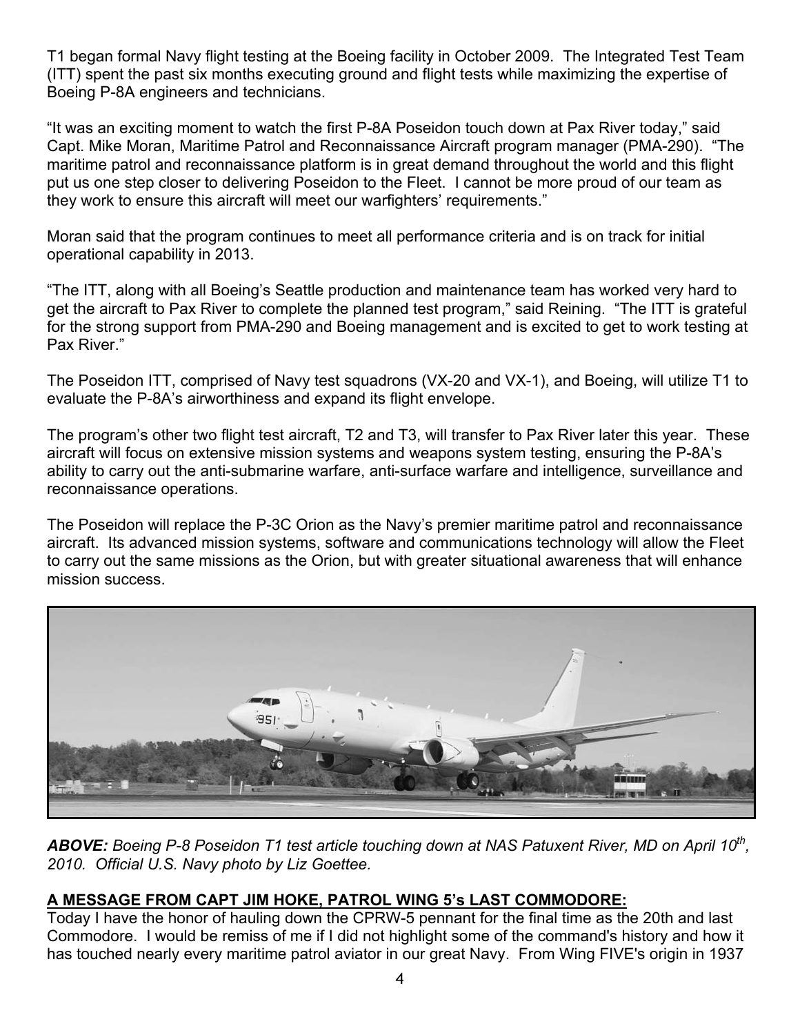T1 began formal Navy flight testing at the Boeing facility in October 2009. The Integrated Test Team (ITT) spent the past six months executing ground and flight tests while maximizing the expertise of Boeing P-8A engineers and technicians.

"It was an exciting moment to watch the first P-8A Poseidon touch down at Pax River today," said Capt. Mike Moran, Maritime Patrol and Reconnaissance Aircraft program manager (PMA-290). "The maritime patrol and reconnaissance platform is in great demand throughout the world and this flight put us one step closer to delivering Poseidon to the Fleet. I cannot be more proud of our team as they work to ensure this aircraft will meet our warfighters' requirements."

Moran said that the program continues to meet all performance criteria and is on track for initial operational capability in 2013.

"The ITT, along with all Boeing's Seattle production and maintenance team has worked very hard to get the aircraft to Pax River to complete the planned test program," said Reining. "The ITT is grateful for the strong support from PMA-290 and Boeing management and is excited to get to work testing at Pax River."

The Poseidon ITT, comprised of Navy test squadrons (VX-20 and VX-1), and Boeing, will utilize T1 to evaluate the P-8A's airworthiness and expand its flight envelope.

The program's other two flight test aircraft, T2 and T3, will transfer to Pax River later this year. These aircraft will focus on extensive mission systems and weapons system testing, ensuring the P-8A's ability to carry out the anti-submarine warfare, anti-surface warfare and intelligence, surveillance and reconnaissance operations.

The Poseidon will replace the P-3C Orion as the Navy's premier maritime patrol and reconnaissance aircraft. Its advanced mission systems, software and communications technology will allow the Fleet to carry out the same missions as the Orion, but with greater situational awareness that will enhance mission success.

***ABOVE:*** *Boeing P-8 Poseidon T1 test article touching down at NAS Patuxent River, MD on April 10th, 2010. Official U.S. Navy photo by Liz Goettee.*

**A MESSAGE FROM CAPT JIM HOKE, PATROL WING 5's LAST COMMODORE:**

Today I have the honor of hauling down the CPRW-5 pennant for the final time as the 20th and last Commodore. I would be remiss of me if I did not highlight some of the command's history and how it has touched nearly every maritime patrol aviator in our great Navy. From Wing FIVE's origin in 1937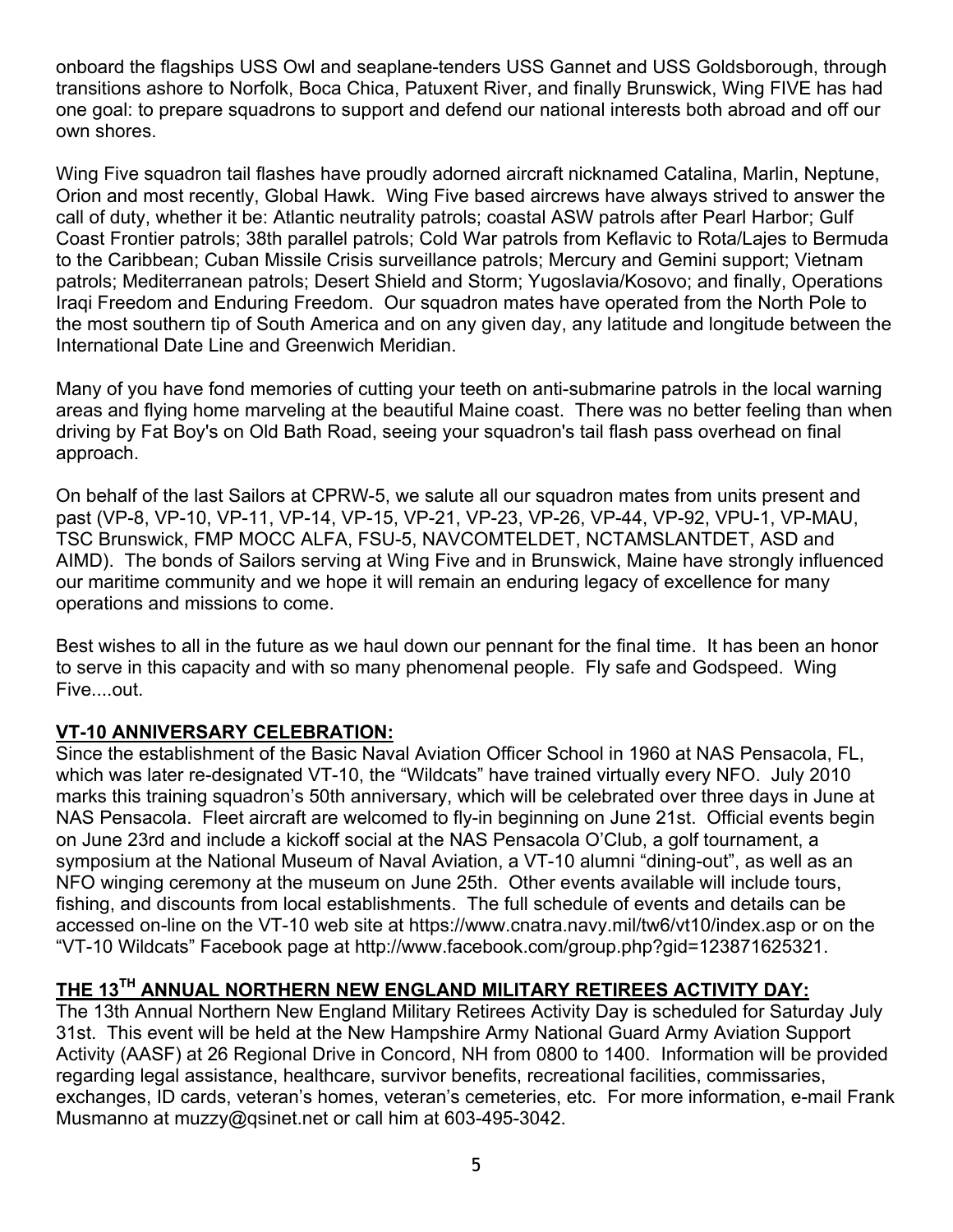onboard the flagships USS Owl and seaplane-tenders USS Gannet and USS Goldsborough, through transitions ashore to Norfolk, Boca Chica, Patuxent River, and finally Brunswick, Wing FIVE has had one goal: to prepare squadrons to support and defend our national interests both abroad and off our own shores.

Wing Five squadron tail flashes have proudly adorned aircraft nicknamed Catalina, Marlin, Neptune, Orion and most recently, Global Hawk. Wing Five based aircrews have always strived to answer the call of duty, whether it be: Atlantic neutrality patrols; coastal ASW patrols after Pearl Harbor; Gulf Coast Frontier patrols; 38th parallel patrols; Cold War patrols from Keflavic to Rota/Lajes to Bermuda to the Caribbean; Cuban Missile Crisis surveillance patrols; Mercury and Gemini support; Vietnam patrols; Mediterranean patrols; Desert Shield and Storm; Yugoslavia/Kosovo; and finally, Operations Iraqi Freedom and Enduring Freedom. Our squadron mates have operated from the North Pole to the most southern tip of South America and on any given day, any latitude and longitude between the International Date Line and Greenwich Meridian.

Many of you have fond memories of cutting your teeth on anti-submarine patrols in the local warning areas and flying home marveling at the beautiful Maine coast. There was no better feeling than when driving by Fat Boy's on Old Bath Road, seeing your squadron's tail flash pass overhead on final approach.

On behalf of the last Sailors at CPRW-5, we salute all our squadron mates from units present and past (VP-8, VP-10, VP-11, VP-14, VP-15, VP-21, VP-23, VP-26, VP-44, VP-92, VPU-1, VP-MAU, TSC Brunswick, FMP MOCC ALFA, FSU-5, NAVCOMTELDET, NCTAMSLANTDET, ASD and AIMD). The bonds of Sailors serving at Wing Five and in Brunswick, Maine have strongly influenced our maritime community and we hope it will remain an enduring legacy of excellence for many operations and missions to come.

Best wishes to all in the future as we haul down our pennant for the final time. It has been an honor to serve in this capacity and with so many phenomenal people. Fly safe and Godspeed. Wing Five....out.

## VT-10 ANNIVERSARY CELEBRATION:

Since the establishment of the Basic Naval Aviation Officer School in 1960 at NAS Pensacola, FL, which was later re-designated VT-10, the "Wildcats" have trained virtually every NFO. July 2010 marks this training squadron's 50th anniversary, which will be celebrated over three days in June at NAS Pensacola. Fleet aircraft are welcomed to fly-in beginning on June 21st. Official events begin on June 23rd and include a kickoff social at the NAS Pensacola O'Club, a golf tournament, a symposium at the National Museum of Naval Aviation, a VT-10 alumni "dining-out", as well as an NFO winging ceremony at the museum on June 25th. Other events available will include tours, fishing, and discounts from local establishments. The full schedule of events and details can be accessed on-line on the VT-10 web site at https://www.cnatra.navy.mil/tw6/vt10/index.asp or on the "VT-10 Wildcats" Facebook page at http://www.facebook.com/group.php?gid=123871625321.

## THE 13TH ANNUAL NORTHERN NEW ENGLAND MILITARY RETIREES ACTIVITY DAY:

The 13th Annual Northern New England Military Retirees Activity Day is scheduled for Saturday July 31st. This event will be held at the New Hampshire Army National Guard Army Aviation Support Activity (AASF) at 26 Regional Drive in Concord, NH from 0800 to 1400. Information will be provided regarding legal assistance, healthcare, survivor benefits, recreational facilities, commissaries, exchanges, ID cards, veteran's homes, veteran's cemeteries, etc. For more information, e-mail Frank Musmanno at muzzy@qsinet.net or call him at 603-495-3042.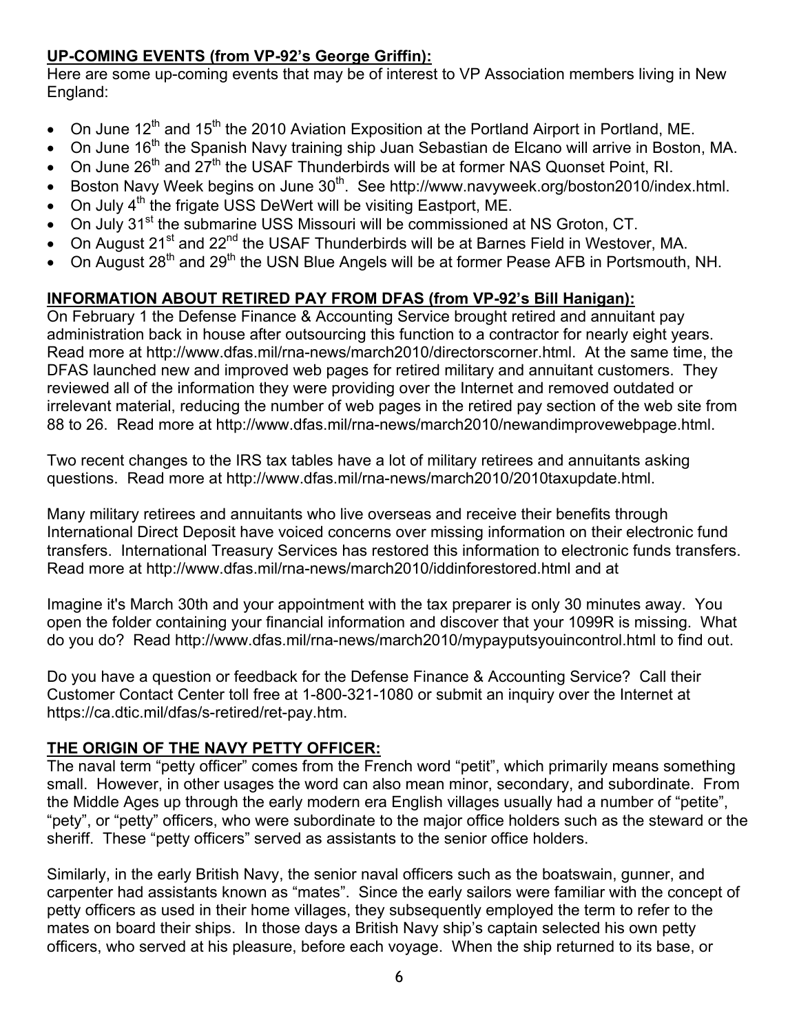## UP-COMING EVENTS (from VP-92's George Griffin):

Here are some up-coming events that may be of interest to VP Association members living in New England:

- On June 12th and 15th the 2010 Aviation Exposition at the Portland Airport in Portland, ME.
- On June 16th the Spanish Navy training ship Juan Sebastian de Elcano will arrive in Boston, MA.
- On June 26th and 27th the USAF Thunderbirds will be at former NAS Quonset Point, RI.
- Boston Navy Week begins on June 30th. See http://www.navyweek.org/boston2010/index.html.
- On July 4th the frigate USS DeWert will be visiting Eastport, ME.
- On July 31st the submarine USS Missouri will be commissioned at NS Groton, CT.
- On August 21st and 22nd the USAF Thunderbirds will be at Barnes Field in Westover, MA.
- On August 28th and 29th the USN Blue Angels will be at former Pease AFB in Portsmouth, NH.

## INFORMATION ABOUT RETIRED PAY FROM DFAS (from VP-92's Bill Hanigan):

On February 1 the Defense Finance & Accounting Service brought retired and annuitant pay administration back in house after outsourcing this function to a contractor for nearly eight years. Read more at http://www.dfas.mil/rna-news/march2010/directorscorner.html. At the same time, the DFAS launched new and improved web pages for retired military and annuitant customers. They reviewed all of the information they were providing over the Internet and removed outdated or irrelevant material, reducing the number of web pages in the retired pay section of the web site from 88 to 26. Read more at http://www.dfas.mil/rna-news/march2010/newandimprovewebpage.html.

Two recent changes to the IRS tax tables have a lot of military retirees and annuitants asking questions. Read more at http://www.dfas.mil/rna-news/march2010/2010taxupdate.html.

Many military retirees and annuitants who live overseas and receive their benefits through International Direct Deposit have voiced concerns over missing information on their electronic fund transfers. International Treasury Services has restored this information to electronic funds transfers. Read more at http://www.dfas.mil/rna-news/march2010/iddinforestored.html and at

Imagine it's March 30th and your appointment with the tax preparer is only 30 minutes away. You open the folder containing your financial information and discover that your 1099R is missing. What do you do? Read http://www.dfas.mil/rna-news/march2010/mypayputsyouincontrol.html to find out.

Do you have a question or feedback for the Defense Finance & Accounting Service? Call their Customer Contact Center toll free at 1-800-321-1080 or submit an inquiry over the Internet at https://ca.dtic.mil/dfas/s-retired/ret-pay.htm.

## THE ORIGIN OF THE NAVY PETTY OFFICER:

The naval term "petty officer" comes from the French word "petit", which primarily means something small. However, in other usages the word can also mean minor, secondary, and subordinate. From the Middle Ages up through the early modern era English villages usually had a number of "petite", "pety", or "petty" officers, who were subordinate to the major office holders such as the steward or the sheriff. These "petty officers" served as assistants to the senior office holders.

Similarly, in the early British Navy, the senior naval officers such as the boatswain, gunner, and carpenter had assistants known as "mates". Since the early sailors were familiar with the concept of petty officers as used in their home villages, they subsequently employed the term to refer to the mates on board their ships. In those days a British Navy ship's captain selected his own petty officers, who served at his pleasure, before each voyage. When the ship returned to its base, or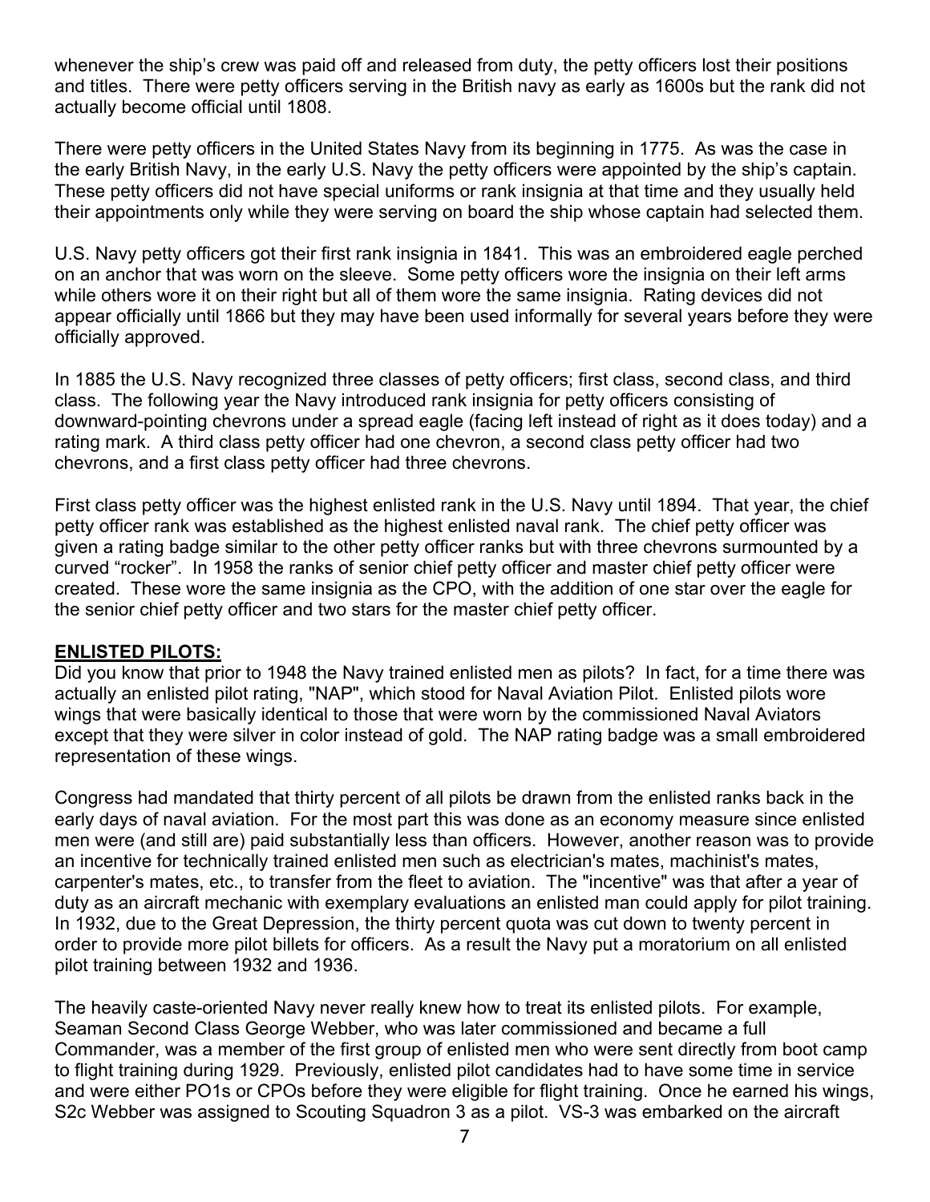whenever the ship's crew was paid off and released from duty, the petty officers lost their positions and titles. There were petty officers serving in the British navy as early as 1600s but the rank did not actually become official until 1808.

There were petty officers in the United States Navy from its beginning in 1775. As was the case in the early British Navy, in the early U.S. Navy the petty officers were appointed by the ship's captain. These petty officers did not have special uniforms or rank insignia at that time and they usually held their appointments only while they were serving on board the ship whose captain had selected them.

U.S. Navy petty officers got their first rank insignia in 1841. This was an embroidered eagle perched on an anchor that was worn on the sleeve. Some petty officers wore the insignia on their left arms while others wore it on their right but all of them wore the same insignia. Rating devices did not appear officially until 1866 but they may have been used informally for several years before they were officially approved.

In 1885 the U.S. Navy recognized three classes of petty officers; first class, second class, and third class. The following year the Navy introduced rank insignia for petty officers consisting of downward-pointing chevrons under a spread eagle (facing left instead of right as it does today) and a rating mark. A third class petty officer had one chevron, a second class petty officer had two chevrons, and a first class petty officer had three chevrons.

First class petty officer was the highest enlisted rank in the U.S. Navy until 1894. That year, the chief petty officer rank was established as the highest enlisted naval rank. The chief petty officer was given a rating badge similar to the other petty officer ranks but with three chevrons surmounted by a curved "rocker". In 1958 the ranks of senior chief petty officer and master chief petty officer were created. These wore the same insignia as the CPO, with the addition of one star over the eagle for the senior chief petty officer and two stars for the master chief petty officer.

## ENLISTED PILOTS:

Did you know that prior to 1948 the Navy trained enlisted men as pilots? In fact, for a time there was actually an enlisted pilot rating, "NAP", which stood for Naval Aviation Pilot. Enlisted pilots wore wings that were basically identical to those that were worn by the commissioned Naval Aviators except that they were silver in color instead of gold. The NAP rating badge was a small embroidered representation of these wings.

Congress had mandated that thirty percent of all pilots be drawn from the enlisted ranks back in the early days of naval aviation. For the most part this was done as an economy measure since enlisted men were (and still are) paid substantially less than officers. However, another reason was to provide an incentive for technically trained enlisted men such as electrician's mates, machinist's mates, carpenter's mates, etc., to transfer from the fleet to aviation. The "incentive" was that after a year of duty as an aircraft mechanic with exemplary evaluations an enlisted man could apply for pilot training. In 1932, due to the Great Depression, the thirty percent quota was cut down to twenty percent in order to provide more pilot billets for officers. As a result the Navy put a moratorium on all enlisted pilot training between 1932 and 1936.

The heavily caste-oriented Navy never really knew how to treat its enlisted pilots. For example, Seaman Second Class George Webber, who was later commissioned and became a full Commander, was a member of the first group of enlisted men who were sent directly from boot camp to flight training during 1929. Previously, enlisted pilot candidates had to have some time in service and were either PO1s or CPOs before they were eligible for flight training. Once he earned his wings, S2c Webber was assigned to Scouting Squadron 3 as a pilot. VS-3 was embarked on the aircraft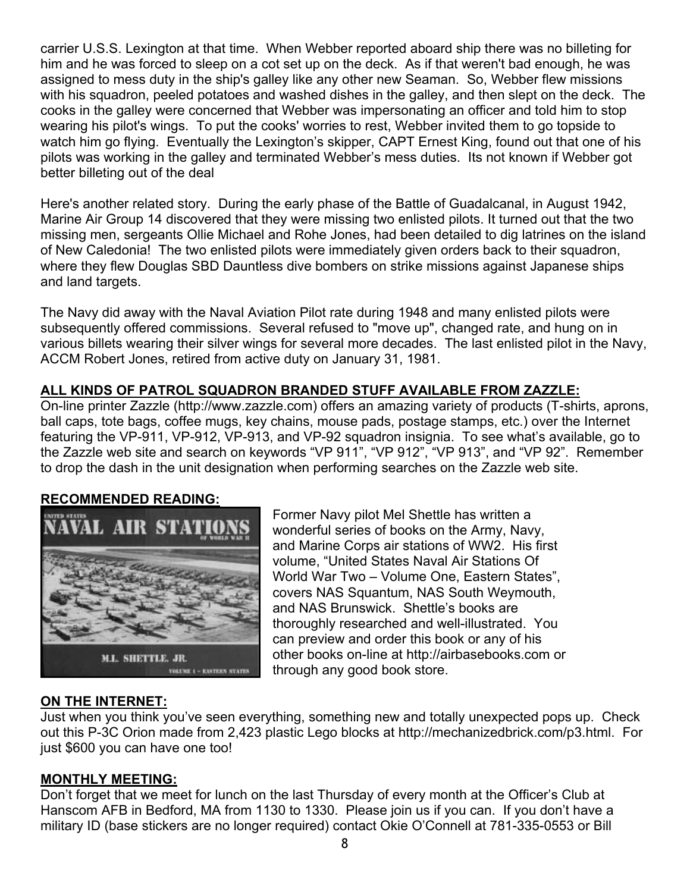carrier U.S.S. Lexington at that time. When Webber reported aboard ship there was no billeting for him and he was forced to sleep on a cot set up on the deck. As if that weren't bad enough, he was assigned to mess duty in the ship's galley like any other new Seaman. So, Webber flew missions with his squadron, peeled potatoes and washed dishes in the galley, and then slept on the deck. The cooks in the galley were concerned that Webber was impersonating an officer and told him to stop wearing his pilot's wings. To put the cooks' worries to rest, Webber invited them to go topside to watch him go flying. Eventually the Lexington's skipper, CAPT Ernest King, found out that one of his pilots was working in the galley and terminated Webber's mess duties. Its not known if Webber got better billeting out of the deal

Here's another related story. During the early phase of the Battle of Guadalcanal, in August 1942, Marine Air Group 14 discovered that they were missing two enlisted pilots. It turned out that the two missing men, sergeants Ollie Michael and Rohe Jones, had been detailed to dig latrines on the island of New Caledonia! The two enlisted pilots were immediately given orders back to their squadron, where they flew Douglas SBD Dauntless dive bombers on strike missions against Japanese ships and land targets.

The Navy did away with the Naval Aviation Pilot rate during 1948 and many enlisted pilots were subsequently offered commissions. Several refused to "move up", changed rate, and hung on in various billets wearing their silver wings for several more decades. The last enlisted pilot in the Navy, ACCM Robert Jones, retired from active duty on January 31, 1981.

**ALL KINDS OF PATROL SQUADRON BRANDED STUFF AVAILABLE FROM ZAZZLE:**

On-line printer Zazzle (http://www.zazzle.com) offers an amazing variety of products (T-shirts, aprons, ball caps, tote bags, coffee mugs, key chains, mouse pads, postage stamps, etc.) over the Internet featuring the VP-911, VP-912, VP-913, and VP-92 squadron insignia. To see what's available, go to the Zazzle web site and search on keywords "VP 911", "VP 912", "VP 913", and "VP 92". Remember to drop the dash in the unit designation when performing searches on the Zazzle web site.

**RECOMMENDED READING:**

Former Navy pilot Mel Shettle has written a wonderful series of books on the Army, Navy, and Marine Corps air stations of WW2. His first volume, "United States Naval Air Stations Of World War Two – Volume One, Eastern States", covers NAS Squantum, NAS South Weymouth, and NAS Brunswick. Shettle's books are thoroughly researched and well-illustrated. You can preview and order this book or any of his other books on-line at http://airbasebooks.com or through any good book store.

**ON THE INTERNET:**

Just when you think you've seen everything, something new and totally unexpected pops up. Check out this P-3C Orion made from 2,423 plastic Lego blocks at http://mechanizedbrick.com/p3.html. For just $600 you can have one too!

**MONTHLY MEETING:**

Don't forget that we meet for lunch on the last Thursday of every month at the Officer's Club at Hanscom AFB in Bedford, MA from 1130 to 1330. Please join us if you can. If you don't have a military ID (base stickers are no longer required) contact Okie O'Connell at 781-335-0553 or Bill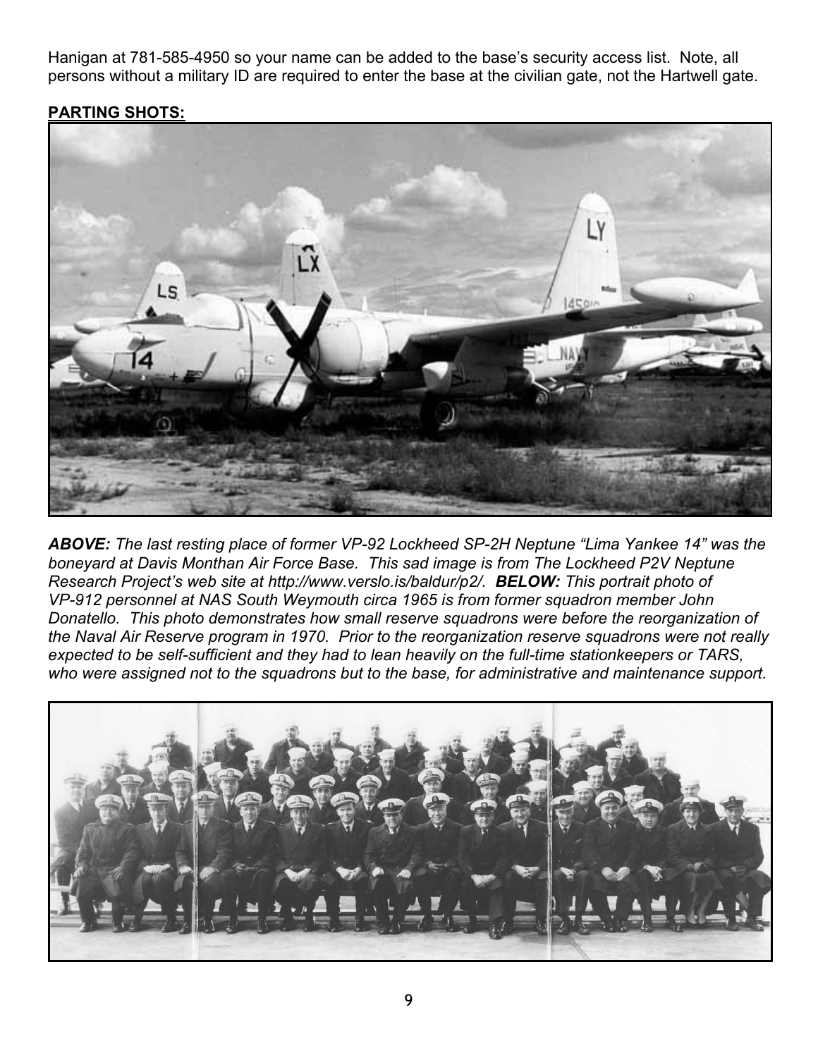Hanigan at 781-585-4950 so your name can be added to the base's security access list. Note, all persons without a military ID are required to enter the base at the civilian gate, not the Hartwell gate.

**PARTING SHOTS:**

***ABOVE:*** *The last resting place of former VP-92 Lockheed SP-2H Neptune "Lima Yankee 14" was the boneyard at Davis Monthan Air Force Base. This sad image is from The Lockheed P2V Neptune Research Project's web site at http://www.verslo.is/baldur/p2/.* ***BELOW:*** *This portrait photo of VP-912 personnel at NAS South Weymouth circa 1965 is from former squadron member John Donatello. This photo demonstrates how small reserve squadrons were before the reorganization of the Naval Air Reserve program in 1970. Prior to the reorganization reserve squadrons were not really expected to be self-sufficient and they had to lean heavily on the full-time stationkeepers or TARS, who were assigned not to the squadrons but to the base, for administrative and maintenance support.*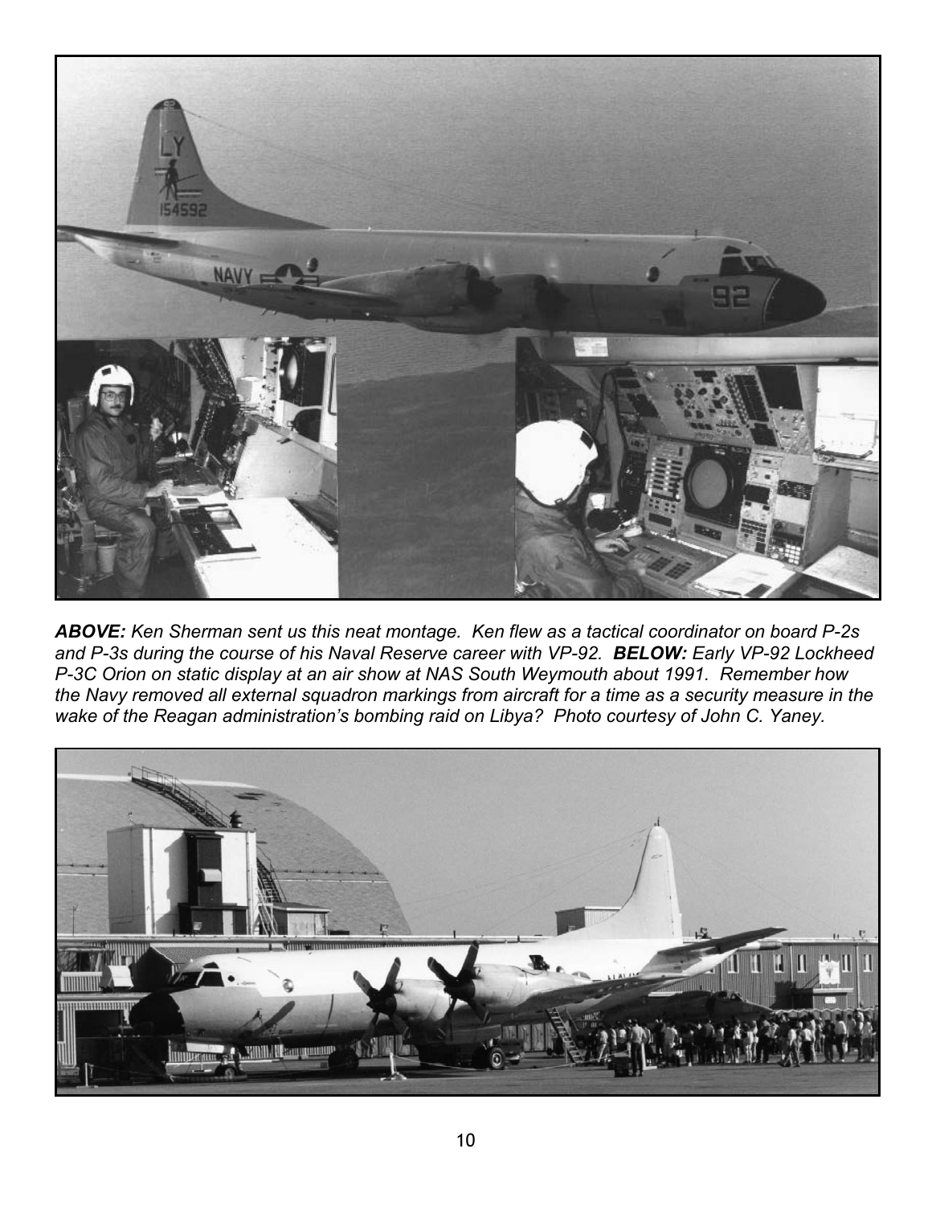***ABOVE:*** *Ken Sherman sent us this neat montage. Ken flew as a tactical coordinator on board P-2s and P-3s during the course of his Naval Reserve career with VP-92.* ***BELOW:*** *Early VP-92 Lockheed P-3C Orion on static display at an air show at NAS South Weymouth about 1991. Remember how the Navy removed all external squadron markings from aircraft for a time as a security measure in the wake of the Reagan administration's bombing raid on Libya? Photo courtesy of John C. Yaney.*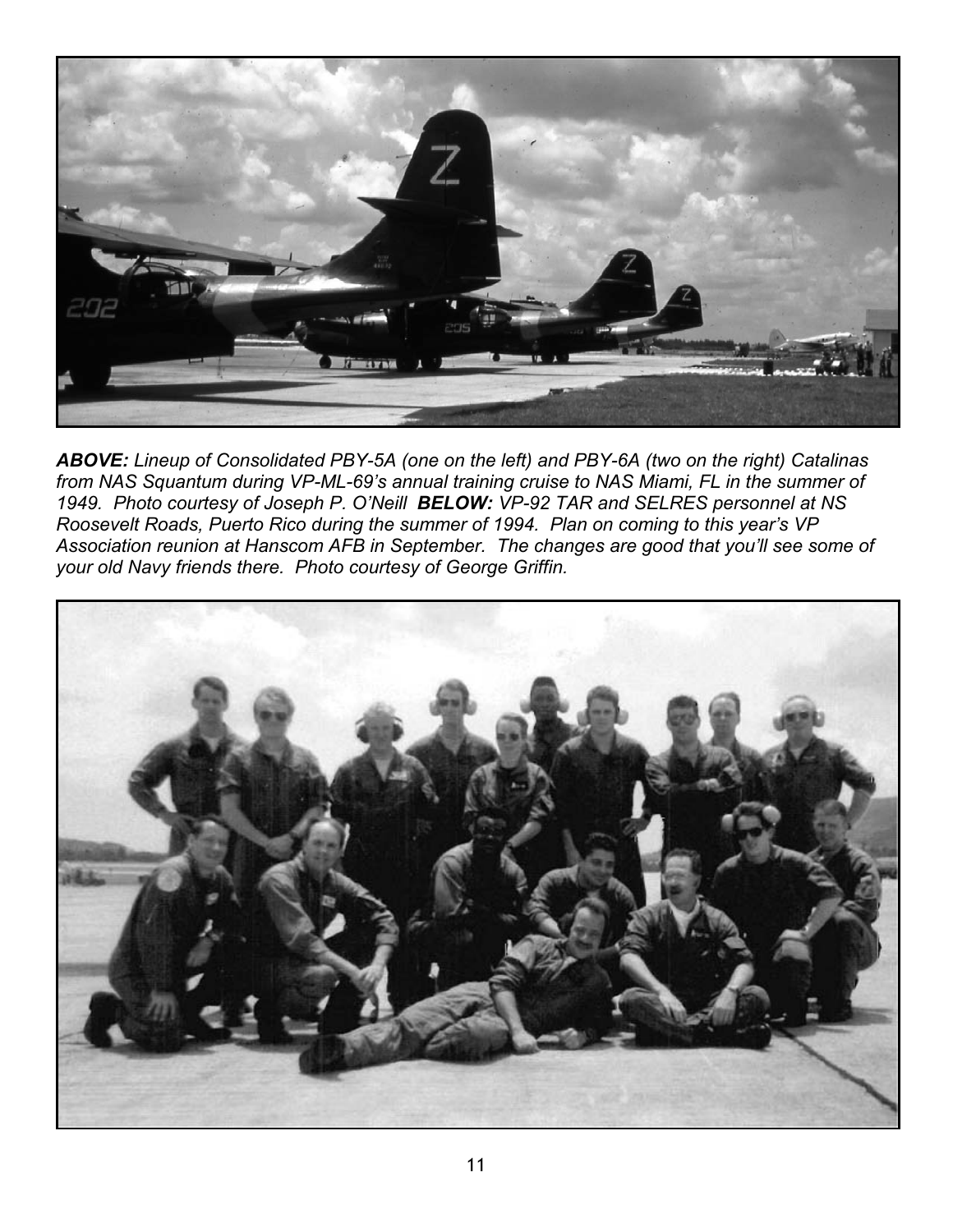***ABOVE:*** *Lineup of Consolidated PBY-5A (one on the left) and PBY-6A (two on the right) Catalinas from NAS Squantum during VP-ML-69's annual training cruise to NAS Miami, FL in the summer of 1949. Photo courtesy of Joseph P. O'Neill* ***BELOW:*** *VP-92 TAR and SELRES personnel at NS Roosevelt Roads, Puerto Rico during the summer of 1994. Plan on coming to this year's VP Association reunion at Hanscom AFB in September. The changes are good that you'll see some of your old Navy friends there. Photo courtesy of George Griffin.*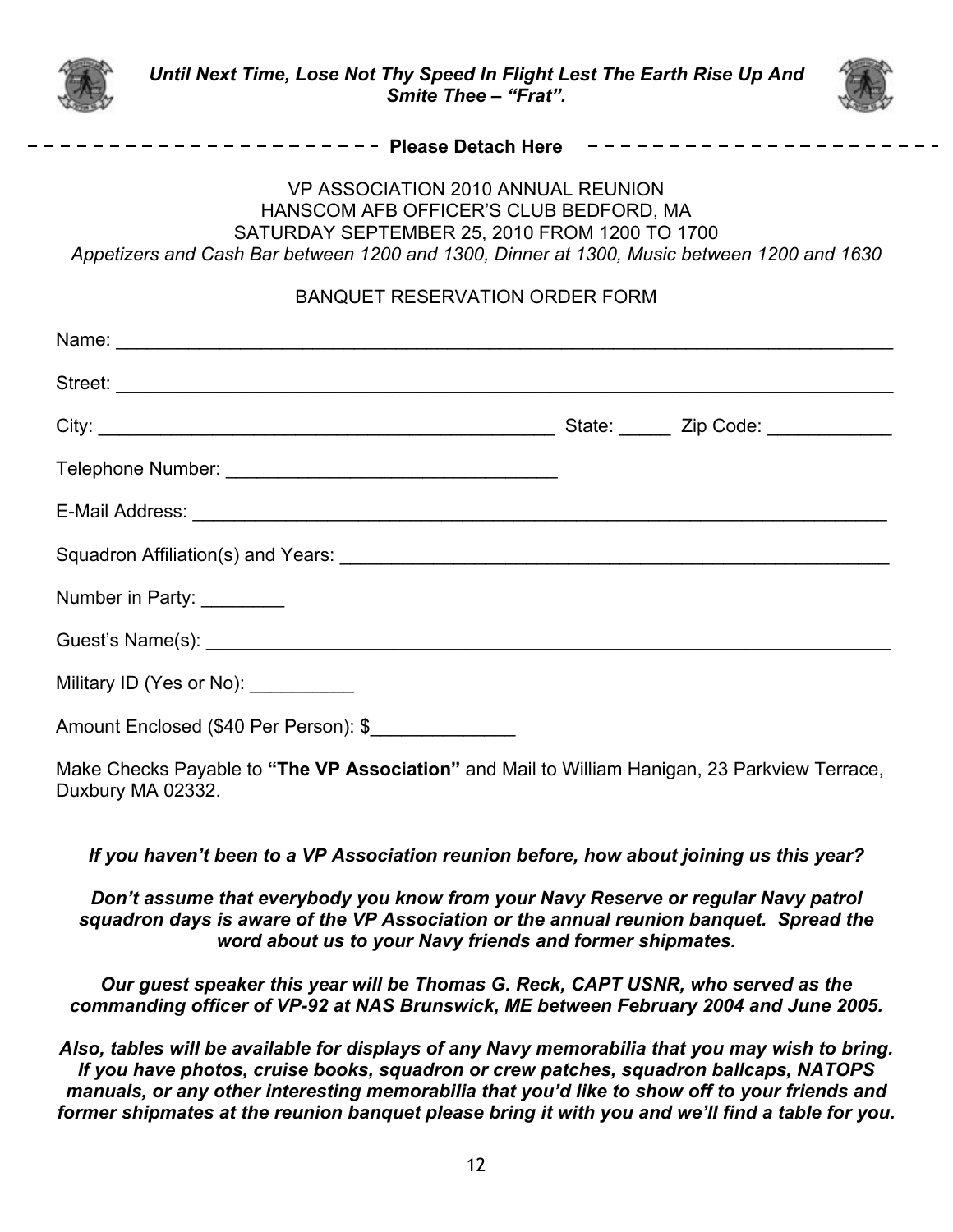***Until Next Time, Lose Not Thy Speed In Flight Lest The Earth Rise Up And Smite Thee – "Frat".***

\- - - - - - - - - - - - - - - - - - - - - - - **Please Detach Here** - - - - - - - - - - - - - - - - - - - - - - -

VP ASSOCIATION 2010 ANNUAL REUNION
HANSCOM AFB OFFICER'S CLUB BEDFORD, MA
SATURDAY SEPTEMBER 25, 2010 FROM 1200 TO 1700
*Appetizers and Cash Bar between 1200 and 1300, Dinner at 1300, Music between 1200 and 1630*

BANQUET RESERVATION ORDER FORM

Name: ______________________________________________________________________________

Street: ______________________________________________________________________________

City: ________________________________________________ State: _____ Zip Code: ____________

Telephone Number: ________________________________

E-Mail Address: _________________________________________________________________________

Squadron Affiliation(s) and Years: _________________________________________________________

Number in Party: ________

Guest's Name(s): ________________________________________________________________________

Military ID (Yes or No): __________

Amount Enclosed ($40 Per Person): $______________

Make Checks Payable to **"The VP Association"** and Mail to William Hanigan, 23 Parkview Terrace, Duxbury MA 02332.

***If you haven't been to a VP Association reunion before, how about joining us this year?***

***Don't assume that everybody you know from your Navy Reserve or regular Navy patrol squadron days is aware of the VP Association or the annual reunion banquet. Spread the word about us to your Navy friends and former shipmates.***

***Our guest speaker this year will be Thomas G. Reck, CAPT USNR, who served as the commanding officer of VP-92 at NAS Brunswick, ME between February 2004 and June 2005.***

***Also, tables will be available for displays of any Navy memorabilia that you may wish to bring. If you have photos, cruise books, squadron or crew patches, squadron ballcaps, NATOPS manuals, or any other interesting memorabilia that you'd like to show off to your friends and former shipmates at the reunion banquet please bring it with you and we'll find a table for you.***